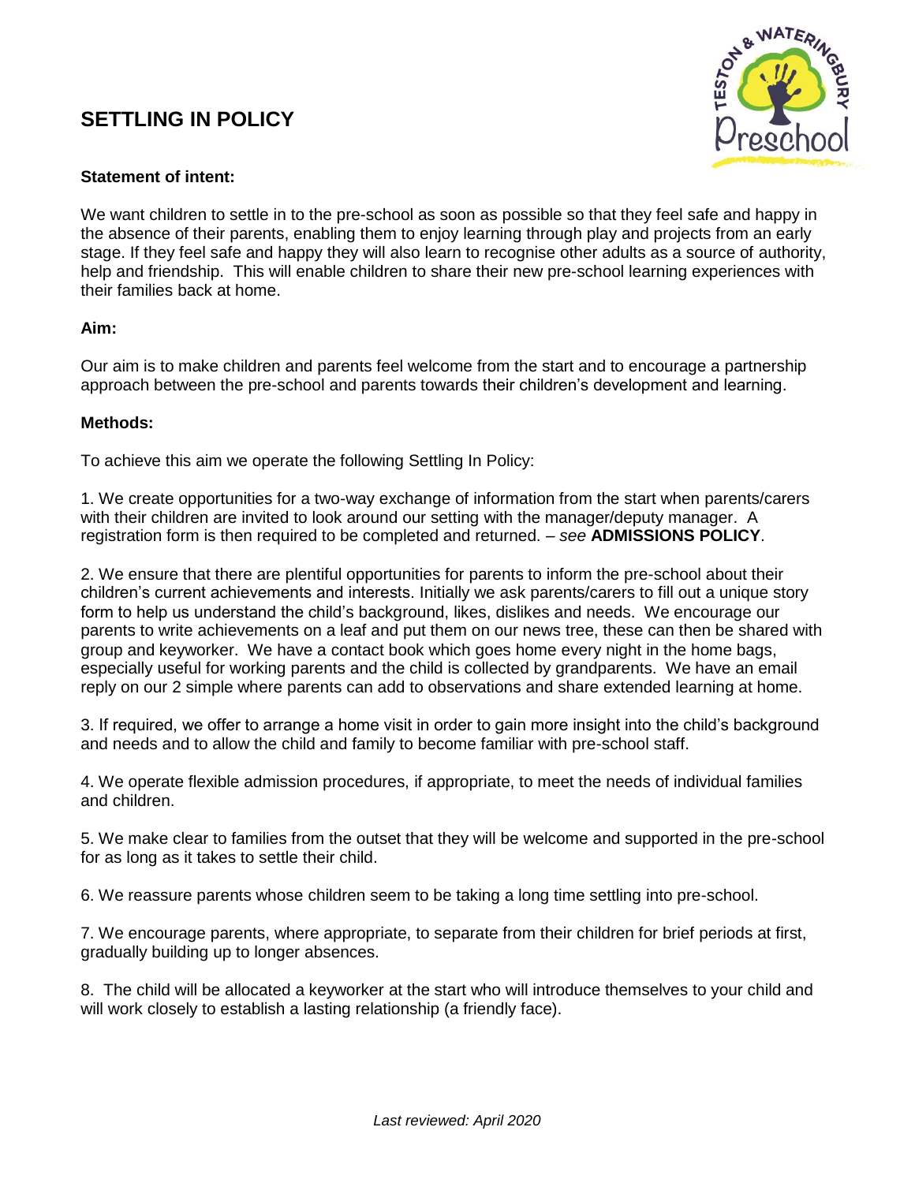# SETTLING IN POLICY

**Statement of intent:**

We want children to settle in to the pre-school as soon as possible so that they feel safe and happy in the absence of their parents, enabling them to enjoy learning through play and projects from an early stage. If they feel safe and happy they will also learn to recognise other adults as a source of authority, help and friendship. This will enable children to share their new pre-school learning experiences with their families back at home.

**Aim:**

Our aim is to make children and parents feel welcome from the start and to encourage a partnership approach between the pre-school and parents towards their children's development and learning.

**Methods:**

To achieve this aim we operate the following Settling In Policy:

1. We create opportunities for a two-way exchange of information from the start when parents/carers with their children are invited to look around our setting with the manager/deputy manager. A registration form is then required to be completed and returned. – *see* **ADMISSIONS POLICY**.

2. We ensure that there are plentiful opportunities for parents to inform the pre-school about their children's current achievements and interests. Initially we ask parents/carers to fill out a unique story form to help us understand the child's background, likes, dislikes and needs. We encourage our parents to write achievements on a leaf and put them on our news tree, these can then be shared with group and keyworker. We have a contact book which goes home every night in the home bags, especially useful for working parents and the child is collected by grandparents. We have an email reply on our 2 simple where parents can add to observations and share extended learning at home.

3. If required, we offer to arrange a home visit in order to gain more insight into the child's background and needs and to allow the child and family to become familiar with pre-school staff.

4. We operate flexible admission procedures, if appropriate, to meet the needs of individual families and children.

5. We make clear to families from the outset that they will be welcome and supported in the pre-school for as long as it takes to settle their child.

6. We reassure parents whose children seem to be taking a long time settling into pre-school.

7. We encourage parents, where appropriate, to separate from their children for brief periods at first, gradually building up to longer absences.

8. The child will be allocated a keyworker at the start who will introduce themselves to your child and will work closely to establish a lasting relationship (a friendly face).

*Last reviewed: April 2020*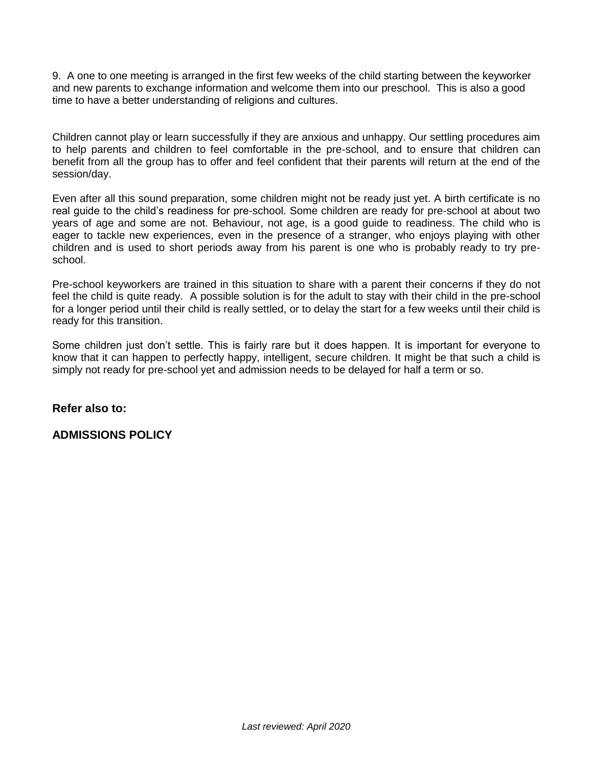9. A one to one meeting is arranged in the first few weeks of the child starting between the keyworker and new parents to exchange information and welcome them into our preschool. This is also a good time to have a better understanding of religions and cultures.

Children cannot play or learn successfully if they are anxious and unhappy. Our settling procedures aim to help parents and children to feel comfortable in the pre-school, and to ensure that children can benefit from all the group has to offer and feel confident that their parents will return at the end of the session/day.

Even after all this sound preparation, some children might not be ready just yet. A birth certificate is no real guide to the child's readiness for pre-school. Some children are ready for pre-school at about two years of age and some are not. Behaviour, not age, is a good guide to readiness. The child who is eager to tackle new experiences, even in the presence of a stranger, who enjoys playing with other children and is used to short periods away from his parent is one who is probably ready to try pre-school.

Pre-school keyworkers are trained in this situation to share with a parent their concerns if they do not feel the child is quite ready. A possible solution is for the adult to stay with their child in the pre-school for a longer period until their child is really settled, or to delay the start for a few weeks until their child is ready for this transition.

Some children just don't settle. This is fairly rare but it does happen. It is important for everyone to know that it can happen to perfectly happy, intelligent, secure children. It might be that such a child is simply not ready for pre-school yet and admission needs to be delayed for half a term or so.

**Refer also to:**

**ADMISSIONS POLICY**

*Last reviewed: April 2020*